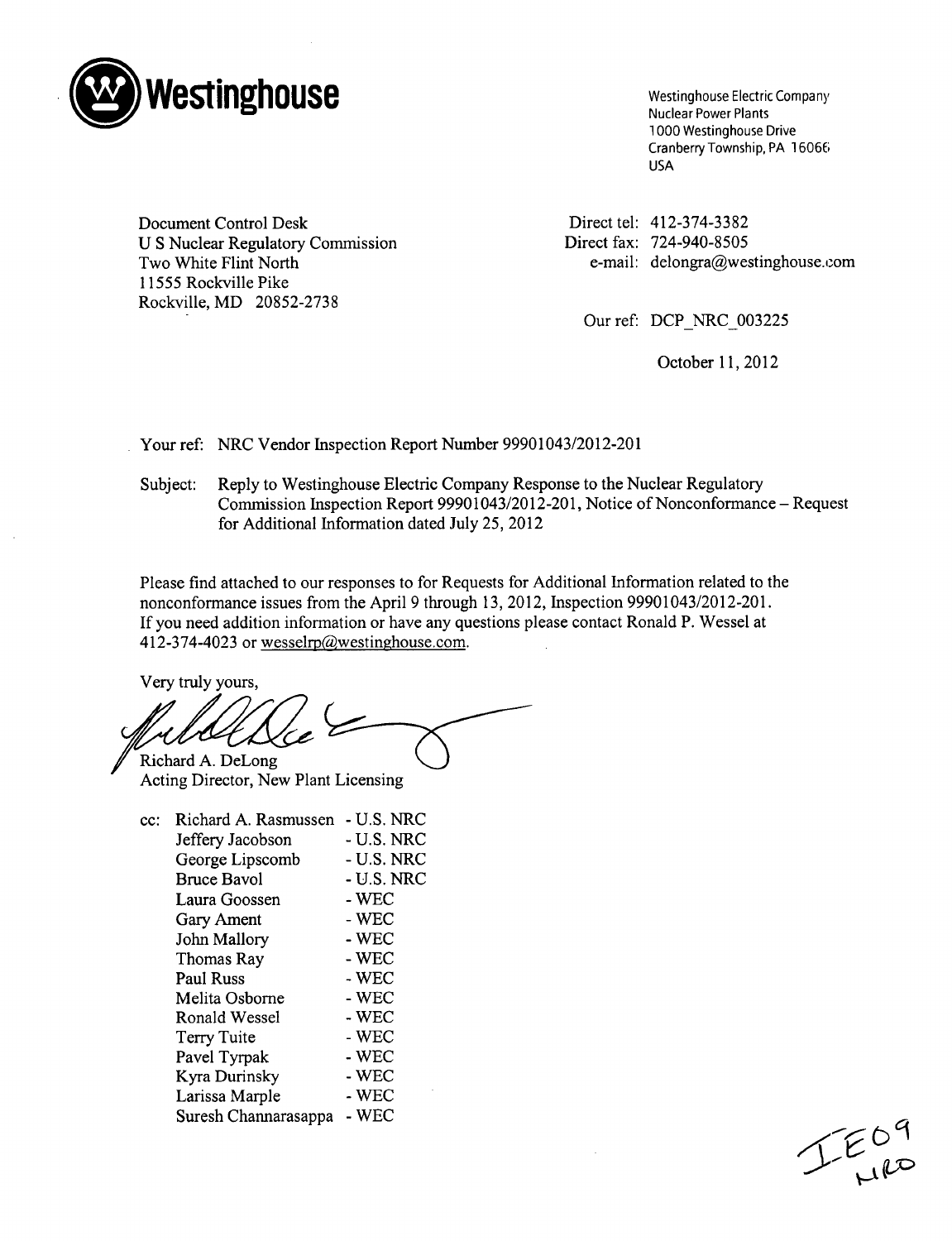**Westinghouse**

Westinghouse Electric Company
Nuclear Power Plants
1000 Westinghouse Drive
Cranberry Township, PA 16066
USA

Document Control Desk
U S Nuclear Regulatory Commission
Two White Flint North
11555 Rockville Pike
Rockville, MD 20852-2738

Direct tel: 412-374-3382
Direct fax: 724-940-8505
e-mail: delongra@westinghouse.com

Our ref: DCP_NRC_003225

October 11, 2012

Your ref: NRC Vendor Inspection Report Number 99901043/2012-201

Subject: Reply to Westinghouse Electric Company Response to the Nuclear Regulatory Commission Inspection Report 99901043/2012-201, Notice of Nonconformance – Request for Additional Information dated July 25, 2012

Please find attached to our responses to for Requests for Additional Information related to the nonconformance issues from the April 9 through 13, 2012, Inspection 99901043/2012-201. If you need addition information or have any questions please contact Ronald P. Wessel at 412-374-4023 or wesselrp@westinghouse.com.

Very truly yours,

Richard A. DeLong
Acting Director, New Plant Licensing

cc:

| | |
|---|---|
| Richard A. Rasmussen | - U.S. NRC |
| Jeffery Jacobson | - U.S. NRC |
| George Lipscomb | - U.S. NRC |
| Bruce Bavol | - U.S. NRC |
| Laura Goossen | - WEC |
| Gary Ament | - WEC |
| John Mallory | - WEC |
| Thomas Ray | - WEC |
| Paul Russ | - WEC |
| Melita Osborne | - WEC |
| Ronald Wessel | - WEC |
| Terry Tuite | - WEC |
| Pavel Tyrpak | - WEC |
| Kyra Durinsky | - WEC |
| Larissa Marple | - WEC |
| Suresh Channarasappa | - WEC |

IE09
NRO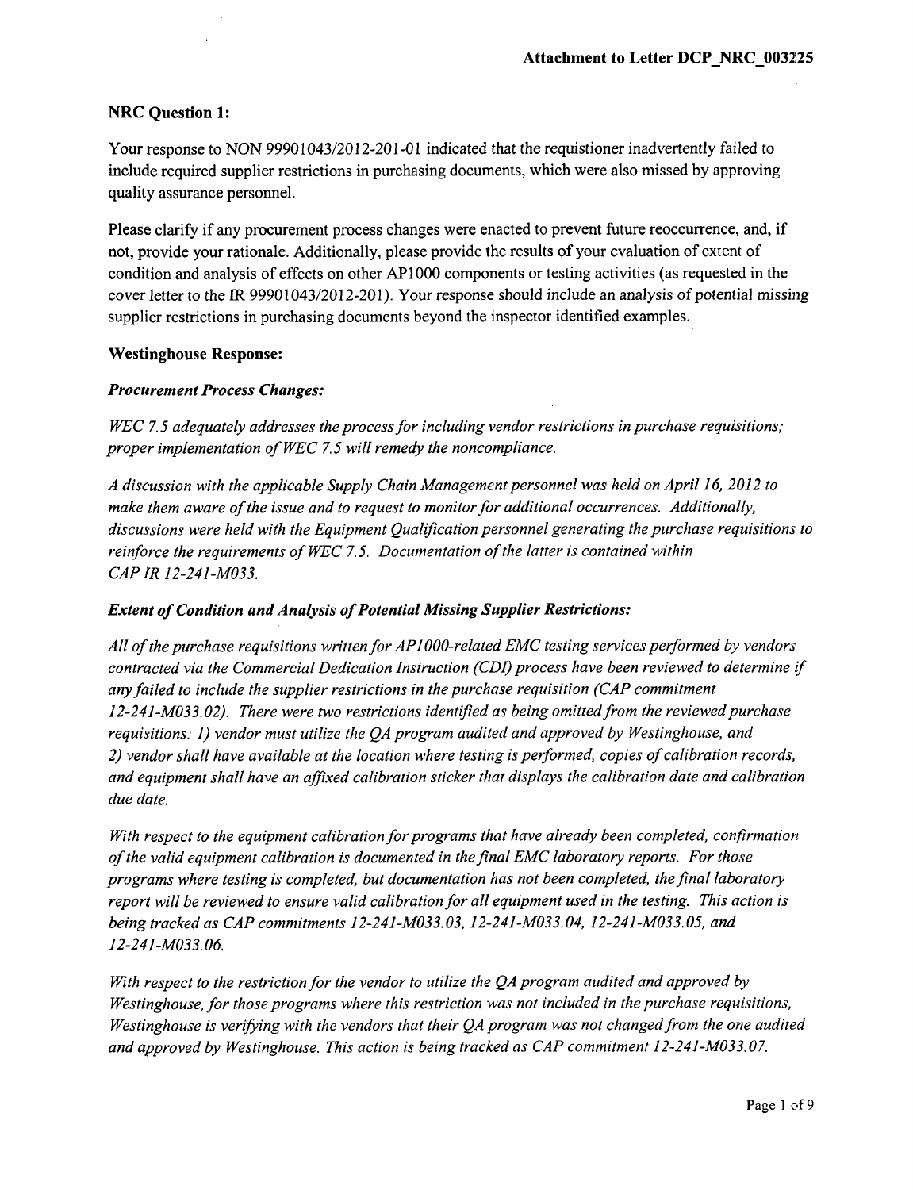**Attachment to Letter DCP_NRC_003225**

**NRC Question 1:**

Your response to NON 99901043/2012-201-01 indicated that the requistioner inadvertently failed to include required supplier restrictions in purchasing documents, which were also missed by approving quality assurance personnel.

Please clarify if any procurement process changes were enacted to prevent future reoccurrence, and, if not, provide your rationale. Additionally, please provide the results of your evaluation of extent of condition and analysis of effects on other AP1000 components or testing activities (as requested in the cover letter to the IR 99901043/2012-201). Your response should include an analysis of potential missing supplier restrictions in purchasing documents beyond the inspector identified examples.

**Westinghouse Response:**

***Procurement Process Changes:***

*WEC 7.5 adequately addresses the process for including vendor restrictions in purchase requisitions; proper implementation of WEC 7.5 will remedy the noncompliance.*

*A discussion with the applicable Supply Chain Management personnel was held on April 16, 2012 to make them aware of the issue and to request to monitor for additional occurrences. Additionally, discussions were held with the Equipment Qualification personnel generating the purchase requisitions to reinforce the requirements of WEC 7.5. Documentation of the latter is contained within CAP IR 12-241-M033.*

***Extent of Condition and Analysis of Potential Missing Supplier Restrictions:***

*All of the purchase requisitions written for AP1000-related EMC testing services performed by vendors contracted via the Commercial Dedication Instruction (CDI) process have been reviewed to determine if any failed to include the supplier restrictions in the purchase requisition (CAP commitment 12-241-M033.02). There were two restrictions identified as being omitted from the reviewed purchase requisitions: 1) vendor must utilize the QA program audited and approved by Westinghouse, and 2) vendor shall have available at the location where testing is performed, copies of calibration records, and equipment shall have an affixed calibration sticker that displays the calibration date and calibration due date.*

*With respect to the equipment calibration for programs that have already been completed, confirmation of the valid equipment calibration is documented in the final EMC laboratory reports. For those programs where testing is completed, but documentation has not been completed, the final laboratory report will be reviewed to ensure valid calibration for all equipment used in the testing. This action is being tracked as CAP commitments 12-241-M033.03, 12-241-M033.04, 12-241-M033.05, and 12-241-M033.06.*

*With respect to the restriction for the vendor to utilize the QA program audited and approved by Westinghouse, for those programs where this restriction was not included in the purchase requisitions, Westinghouse is verifying with the vendors that their QA program was not changed from the one audited and approved by Westinghouse. This action is being tracked as CAP commitment 12-241-M033.07.*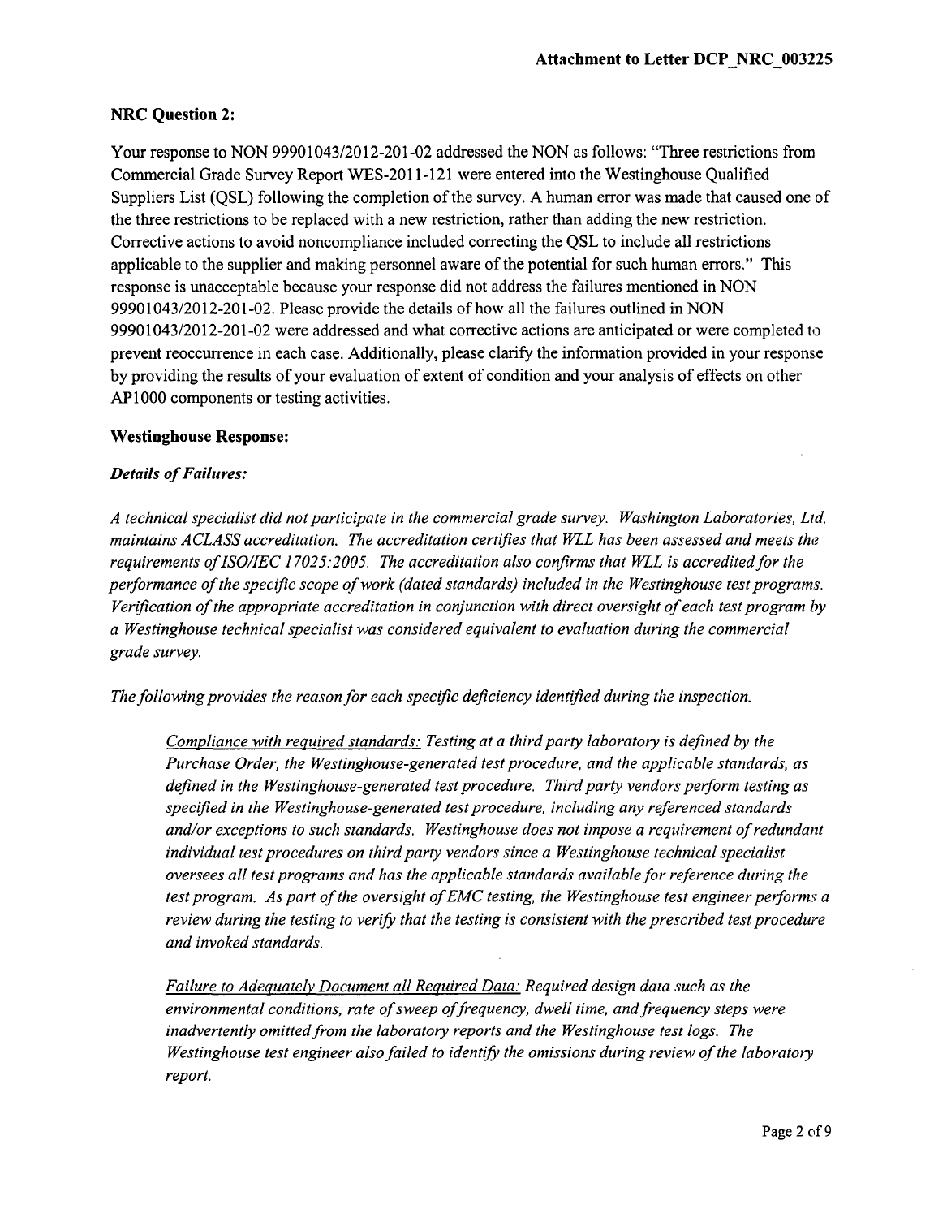**Attachment to Letter DCP_NRC_003225**

## NRC Question 2:

Your response to NON 99901043/2012-201-02 addressed the NON as follows: "Three restrictions from Commercial Grade Survey Report WES-2011-121 were entered into the Westinghouse Qualified Suppliers List (QSL) following the completion of the survey. A human error was made that caused one of the three restrictions to be replaced with a new restriction, rather than adding the new restriction. Corrective actions to avoid noncompliance included correcting the QSL to include all restrictions applicable to the supplier and making personnel aware of the potential for such human errors." This response is unacceptable because your response did not address the failures mentioned in NON 99901043/2012-201-02. Please provide the details of how all the failures outlined in NON 99901043/2012-201-02 were addressed and what corrective actions are anticipated or were completed to prevent reoccurrence in each case. Additionally, please clarify the information provided in your response by providing the results of your evaluation of extent of condition and your analysis of effects on other AP1000 components or testing activities.

## Westinghouse Response:

### *Details of Failures:*

*A technical specialist did not participate in the commercial grade survey. Washington Laboratories, Ltd. maintains ACLASS accreditation. The accreditation certifies that WLL has been assessed and meets the requirements of ISO/IEC 17025:2005. The accreditation also confirms that WLL is accredited for the performance of the specific scope of work (dated standards) included in the Westinghouse test programs. Verification of the appropriate accreditation in conjunction with direct oversight of each test program by a Westinghouse technical specialist was considered equivalent to evaluation during the commercial grade survey.*

*The following provides the reason for each specific deficiency identified during the inspection.*

> *<u>Compliance with required standards:</u> Testing at a third party laboratory is defined by the Purchase Order, the Westinghouse-generated test procedure, and the applicable standards, as defined in the Westinghouse-generated test procedure. Third party vendors perform testing as specified in the Westinghouse-generated test procedure, including any referenced standards and/or exceptions to such standards. Westinghouse does not impose a requirement of redundant individual test procedures on third party vendors since a Westinghouse technical specialist oversees all test programs and has the applicable standards available for reference during the test program. As part of the oversight of EMC testing, the Westinghouse test engineer performs a review during the testing to verify that the testing is consistent with the prescribed test procedure and invoked standards.*
>
> *<u>Failure to Adequately Document all Required Data:</u> Required design data such as the environmental conditions, rate of sweep of frequency, dwell time, and frequency steps were inadvertently omitted from the laboratory reports and the Westinghouse test logs. The Westinghouse test engineer also failed to identify the omissions during review of the laboratory report.*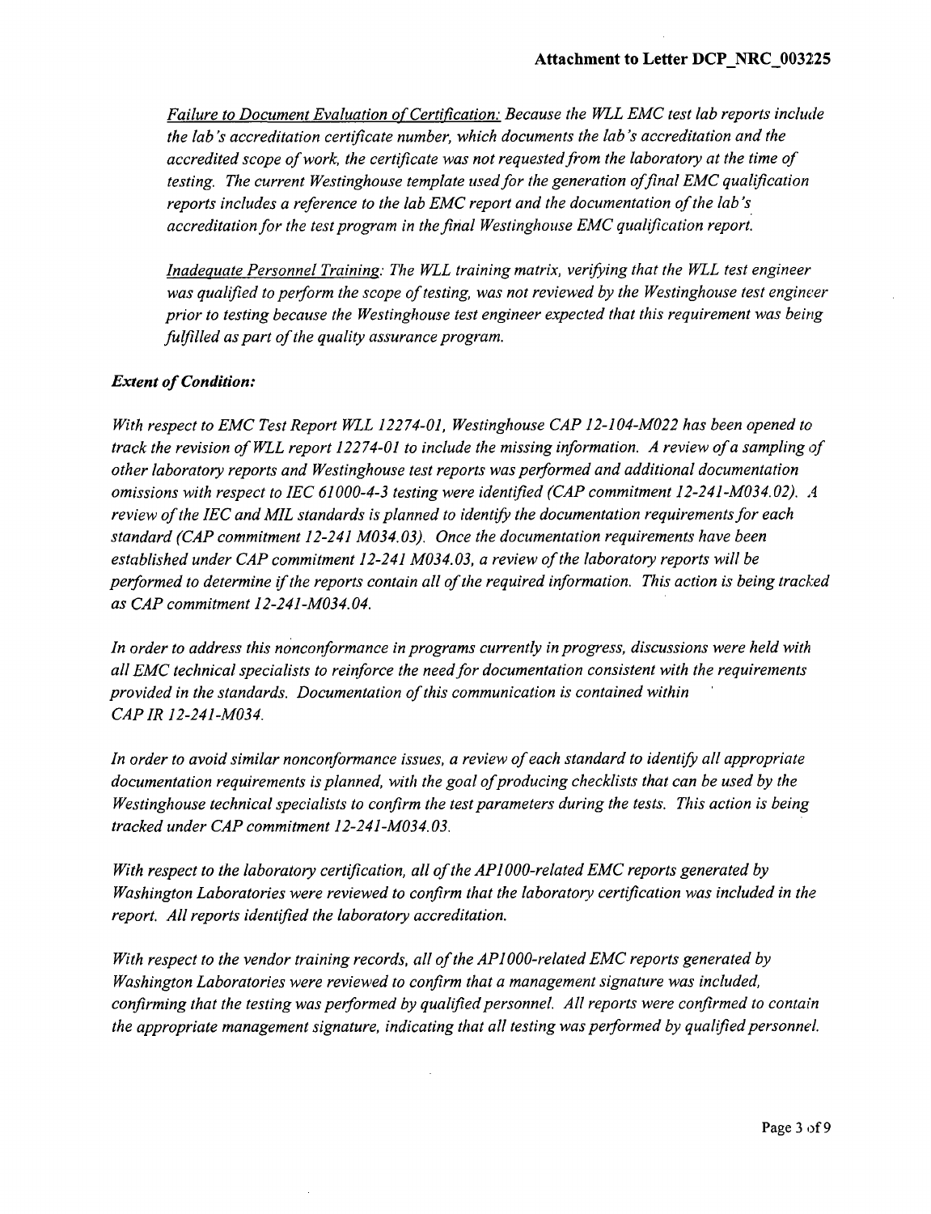*Failure to Document Evaluation of Certification: Because the WLL EMC test lab reports include the lab's accreditation certificate number, which documents the lab's accreditation and the accredited scope of work, the certificate was not requested from the laboratory at the time of testing. The current Westinghouse template used for the generation of final EMC qualification reports includes a reference to the lab EMC report and the documentation of the lab's accreditation for the test program in the final Westinghouse EMC qualification report.*

*Inadequate Personnel Training: The WLL training matrix, verifying that the WLL test engineer was qualified to perform the scope of testing, was not reviewed by the Westinghouse test engineer prior to testing because the Westinghouse test engineer expected that this requirement was being fulfilled as part of the quality assurance program.*

***Extent of Condition:***

*With respect to EMC Test Report WLL 12274-01, Westinghouse CAP 12-104-M022 has been opened to track the revision of WLL report 12274-01 to include the missing information. A review of a sampling of other laboratory reports and Westinghouse test reports was performed and additional documentation omissions with respect to IEC 61000-4-3 testing were identified (CAP commitment 12-241-M034.02). A review of the IEC and MIL standards is planned to identify the documentation requirements for each standard (CAP commitment 12-241 M034.03). Once the documentation requirements have been established under CAP commitment 12-241 M034.03, a review of the laboratory reports will be performed to determine if the reports contain all of the required information. This action is being tracked as CAP commitment 12-241-M034.04.*

*In order to address this nonconformance in programs currently in progress, discussions were held with all EMC technical specialists to reinforce the need for documentation consistent with the requirements provided in the standards. Documentation of this communication is contained within CAP IR 12-241-M034.*

*In order to avoid similar nonconformance issues, a review of each standard to identify all appropriate documentation requirements is planned, with the goal of producing checklists that can be used by the Westinghouse technical specialists to confirm the test parameters during the tests. This action is being tracked under CAP commitment 12-241-M034.03.*

*With respect to the laboratory certification, all of the AP1000-related EMC reports generated by Washington Laboratories were reviewed to confirm that the laboratory certification was included in the report. All reports identified the laboratory accreditation.*

*With respect to the vendor training records, all of the AP1000-related EMC reports generated by Washington Laboratories were reviewed to confirm that a management signature was included, confirming that the testing was performed by qualified personnel. All reports were confirmed to contain the appropriate management signature, indicating that all testing was performed by qualified personnel.*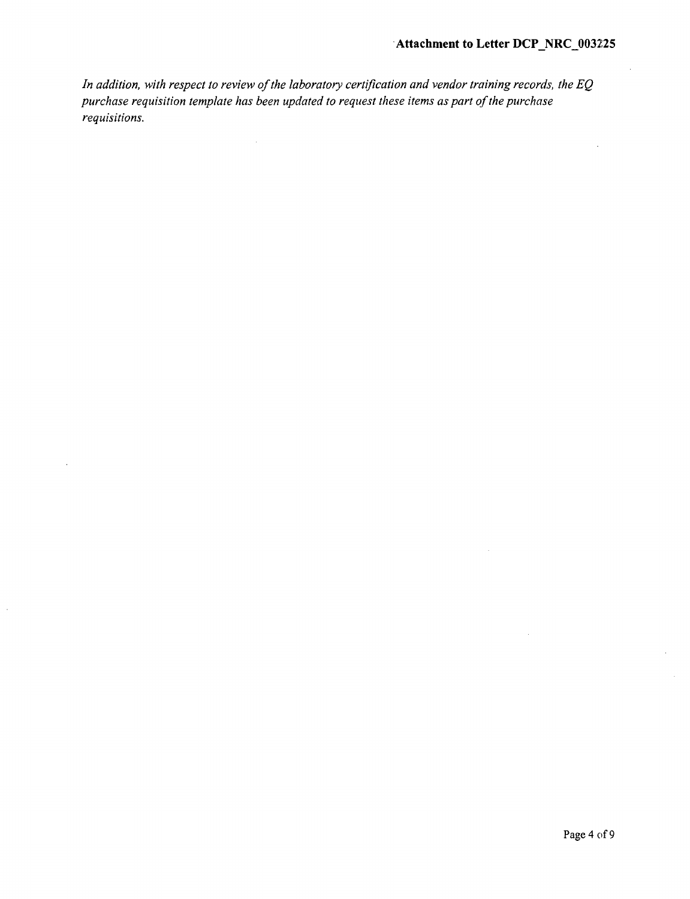*In addition, with respect to review of the laboratory certification and vendor training records, the EQ purchase requisition template has been updated to request these items as part of the purchase requisitions.*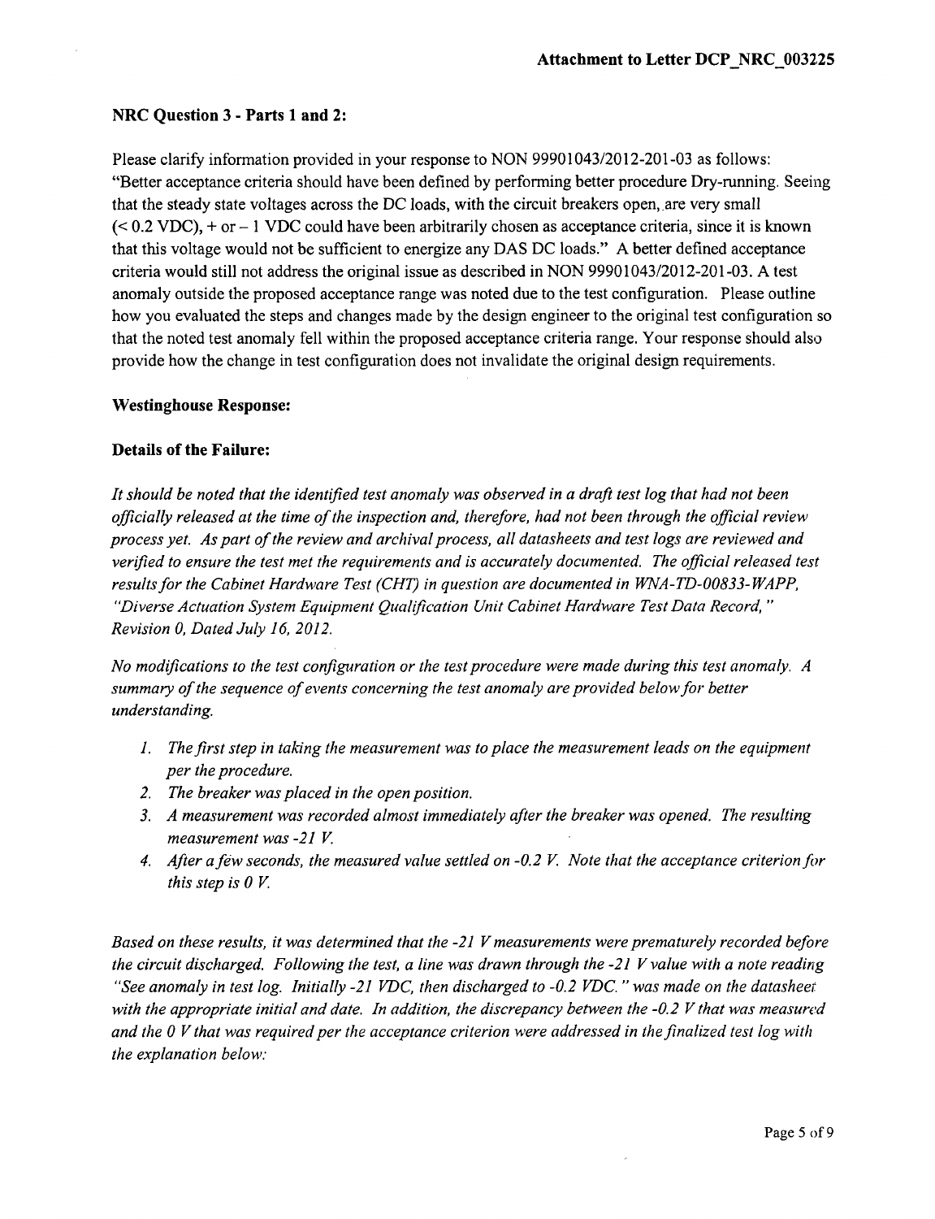## NRC Question 3 - Parts 1 and 2:

Please clarify information provided in your response to NON 99901043/2012-201-03 as follows: "Better acceptance criteria should have been defined by performing better procedure Dry-running. Seeing that the steady state voltages across the DC loads, with the circuit breakers open, are very small (< 0.2 VDC), + or – 1 VDC could have been arbitrarily chosen as acceptance criteria, since it is known that this voltage would not be sufficient to energize any DAS DC loads." A better defined acceptance criteria would still not address the original issue as described in NON 99901043/2012-201-03. A test anomaly outside the proposed acceptance range was noted due to the test configuration. Please outline how you evaluated the steps and changes made by the design engineer to the original test configuration so that the noted test anomaly fell within the proposed acceptance criteria range. Your response should also provide how the change in test configuration does not invalidate the original design requirements.

### Westinghouse Response:

### Details of the Failure:

*It should be noted that the identified test anomaly was observed in a draft test log that had not been officially released at the time of the inspection and, therefore, had not been through the official review process yet. As part of the review and archival process, all datasheets and test logs are reviewed and verified to ensure the test met the requirements and is accurately documented. The official released test results for the Cabinet Hardware Test (CHT) in question are documented in WNA-TD-00833-WAPP, "Diverse Actuation System Equipment Qualification Unit Cabinet Hardware Test Data Record," Revision 0, Dated July 16, 2012.*

*No modifications to the test configuration or the test procedure were made during this test anomaly. A summary of the sequence of events concerning the test anomaly are provided below for better understanding.*

1. *The first step in taking the measurement was to place the measurement leads on the equipment per the procedure.*
2. *The breaker was placed in the open position.*
3. *A measurement was recorded almost immediately after the breaker was opened. The resulting measurement was -21 V.*
4. *After a few seconds, the measured value settled on -0.2 V. Note that the acceptance criterion for this step is 0 V.*

*Based on these results, it was determined that the -21 V measurements were prematurely recorded before the circuit discharged. Following the test, a line was drawn through the -21 V value with a note reading "See anomaly in test log. Initially -21 VDC, then discharged to -0.2 VDC." was made on the datasheet with the appropriate initial and date. In addition, the discrepancy between the -0.2 V that was measured and the 0 V that was required per the acceptance criterion were addressed in the finalized test log with the explanation below:*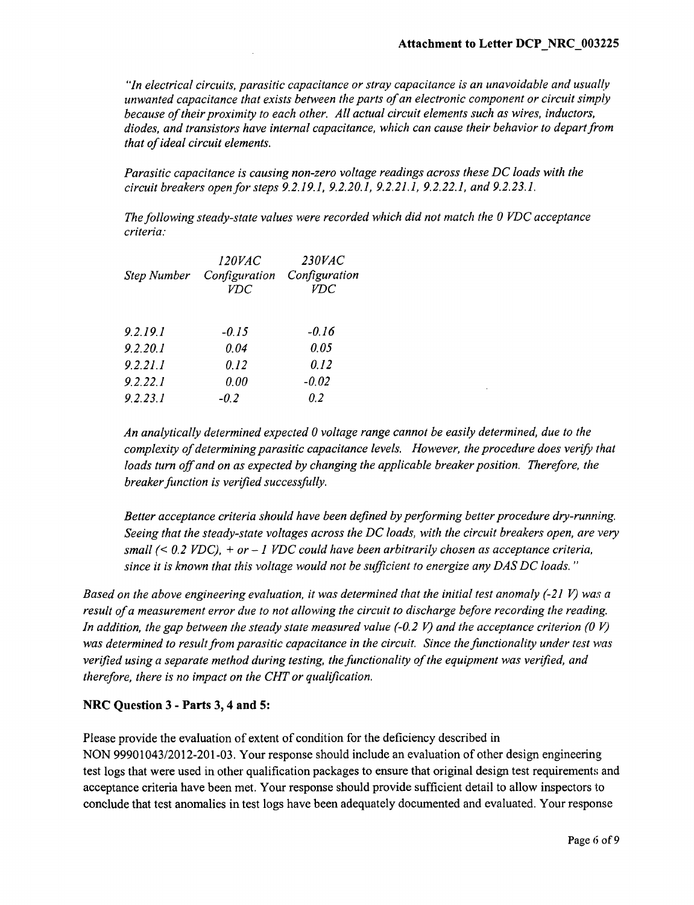*"In electrical circuits, parasitic capacitance or stray capacitance is an unavoidable and usually unwanted capacitance that exists between the parts of an electronic component or circuit simply because of their proximity to each other. All actual circuit elements such as wires, inductors, diodes, and transistors have internal capacitance, which can cause their behavior to depart from that of ideal circuit elements.*

*Parasitic capacitance is causing non-zero voltage readings across these DC loads with the circuit breakers open for steps 9.2.19.1, 9.2.20.1, 9.2.21.1, 9.2.22.1, and 9.2.23.1.*

*The following steady-state values were recorded which did not match the 0 VDC acceptance criteria:*

| *Step Number* | *120VAC Configuration VDC* | *230VAC Configuration VDC* |
|---|---|---|
| *9.2.19.1* | *-0.15* | *-0.16* |
| *9.2.20.1* | *0.04* | *0.05* |
| *9.2.21.1* | *0.12* | *0.12* |
| *9.2.22.1* | *0.00* | *-0.02* |
| *9.2.23.1* | *-0.2* | *0.2* |

*An analytically determined expected 0 voltage range cannot be easily determined, due to the complexity of determining parasitic capacitance levels. However, the procedure does verify that loads turn off and on as expected by changing the applicable breaker position. Therefore, the breaker function is verified successfully.*

*Better acceptance criteria should have been defined by performing better procedure dry-running. Seeing that the steady-state voltages across the DC loads, with the circuit breakers open, are very small (< 0.2 VDC), + or – 1 VDC could have been arbitrarily chosen as acceptance criteria, since it is known that this voltage would not be sufficient to energize any DAS DC loads."*

*Based on the above engineering evaluation, it was determined that the initial test anomaly (-21 V) was a result of a measurement error due to not allowing the circuit to discharge before recording the reading. In addition, the gap between the steady state measured value (-0.2 V) and the acceptance criterion (0 V) was determined to result from parasitic capacitance in the circuit. Since the functionality under test was verified using a separate method during testing, the functionality of the equipment was verified, and therefore, there is no impact on the CHT or qualification.*

**NRC Question 3 - Parts 3, 4 and 5:**

Please provide the evaluation of extent of condition for the deficiency described in NON 99901043/2012-201-03. Your response should include an evaluation of other design engineering test logs that were used in other qualification packages to ensure that original design test requirements and acceptance criteria have been met. Your response should provide sufficient detail to allow inspectors to conclude that test anomalies in test logs have been adequately documented and evaluated. Your response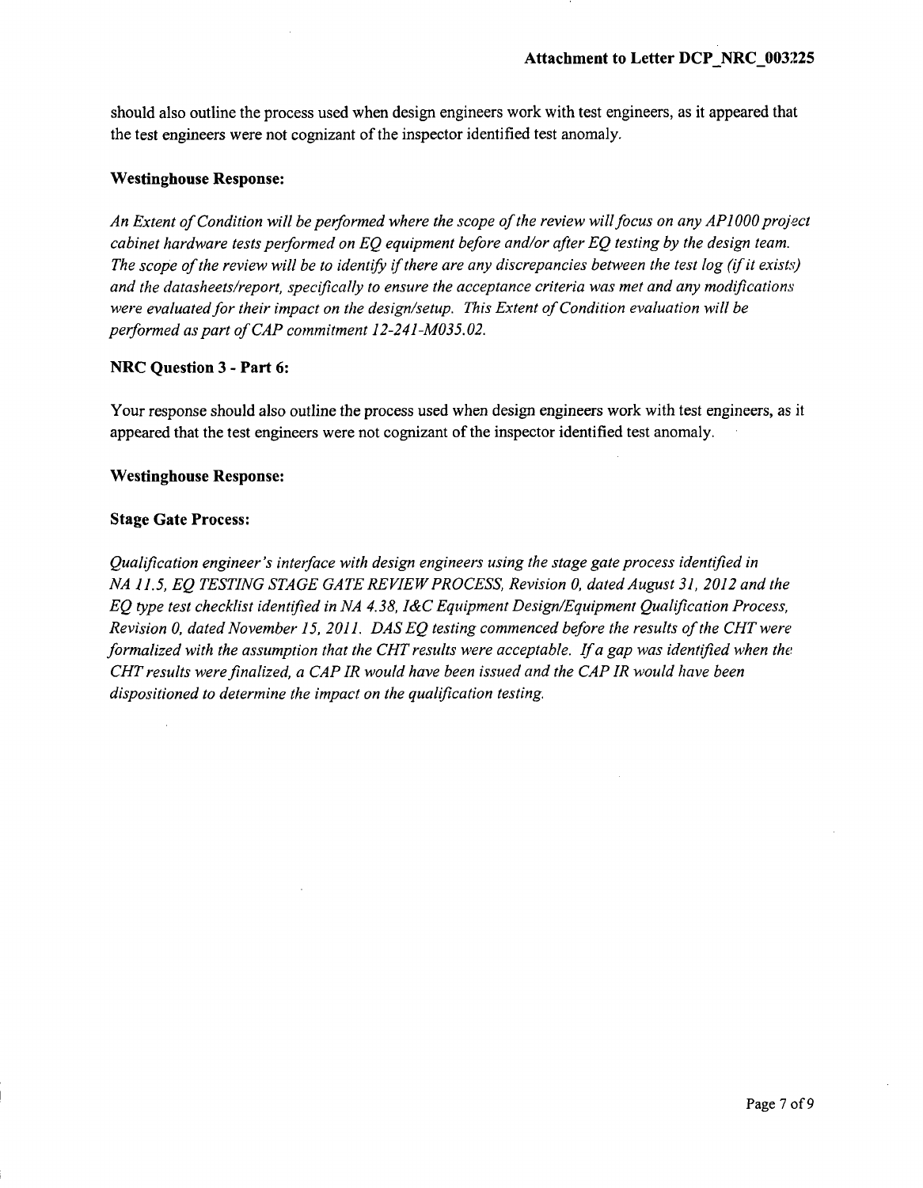should also outline the process used when design engineers work with test engineers, as it appeared that the test engineers were not cognizant of the inspector identified test anomaly.

**Westinghouse Response:**

*An Extent of Condition will be performed where the scope of the review will focus on any AP1000 project cabinet hardware tests performed on EQ equipment before and/or after EQ testing by the design team. The scope of the review will be to identify if there are any discrepancies between the test log (if it exists) and the datasheets/report, specifically to ensure the acceptance criteria was met and any modifications were evaluated for their impact on the design/setup. This Extent of Condition evaluation will be performed as part of CAP commitment 12-241-M035.02.*

**NRC Question 3 - Part 6:**

Your response should also outline the process used when design engineers work with test engineers, as it appeared that the test engineers were not cognizant of the inspector identified test anomaly.

**Westinghouse Response:**

**Stage Gate Process:**

*Qualification engineer's interface with design engineers using the stage gate process identified in NA 11.5, EQ TESTING STAGE GATE REVIEW PROCESS, Revision 0, dated August 31, 2012 and the EQ type test checklist identified in NA 4.38, I&C Equipment Design/Equipment Qualification Process, Revision 0, dated November 15, 2011. DAS EQ testing commenced before the results of the CHT were formalized with the assumption that the CHT results were acceptable. If a gap was identified when the CHT results were finalized, a CAP IR would have been issued and the CAP IR would have been dispositioned to determine the impact on the qualification testing.*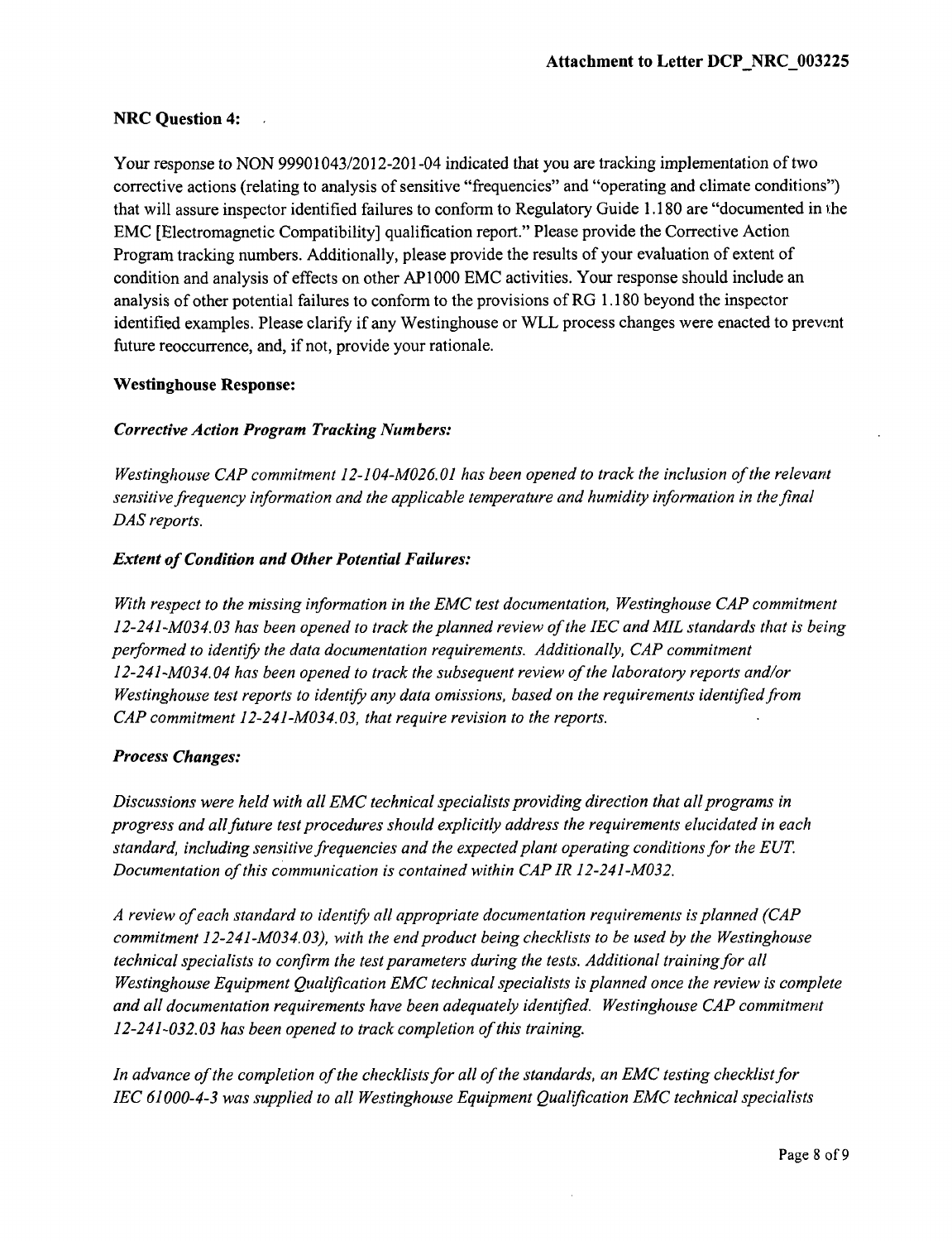**NRC Question 4:**

Your response to NON 99901043/2012-201-04 indicated that you are tracking implementation of two corrective actions (relating to analysis of sensitive "frequencies" and "operating and climate conditions") that will assure inspector identified failures to conform to Regulatory Guide 1.180 are "documented in the EMC [Electromagnetic Compatibility] qualification report." Please provide the Corrective Action Program tracking numbers. Additionally, please provide the results of your evaluation of extent of condition and analysis of effects on other AP1000 EMC activities. Your response should include an analysis of other potential failures to conform to the provisions of RG 1.180 beyond the inspector identified examples. Please clarify if any Westinghouse or WLL process changes were enacted to prevent future reoccurrence, and, if not, provide your rationale.

**Westinghouse Response:**

***Corrective Action Program Tracking Numbers:***

*Westinghouse CAP commitment 12-104-M026.01 has been opened to track the inclusion of the relevant sensitive frequency information and the applicable temperature and humidity information in the final DAS reports.*

***Extent of Condition and Other Potential Failures:***

*With respect to the missing information in the EMC test documentation, Westinghouse CAP commitment 12-241-M034.03 has been opened to track the planned review of the IEC and MIL standards that is being performed to identify the data documentation requirements. Additionally, CAP commitment 12-241-M034.04 has been opened to track the subsequent review of the laboratory reports and/or Westinghouse test reports to identify any data omissions, based on the requirements identified from CAP commitment 12-241-M034.03, that require revision to the reports.*

***Process Changes:***

*Discussions were held with all EMC technical specialists providing direction that all programs in progress and all future test procedures should explicitly address the requirements elucidated in each standard, including sensitive frequencies and the expected plant operating conditions for the EUT. Documentation of this communication is contained within CAP IR 12-241-M032.*

*A review of each standard to identify all appropriate documentation requirements is planned (CAP commitment 12-241-M034.03), with the end product being checklists to be used by the Westinghouse technical specialists to confirm the test parameters during the tests. Additional training for all Westinghouse Equipment Qualification EMC technical specialists is planned once the review is complete and all documentation requirements have been adequately identified. Westinghouse CAP commitment 12-241-032.03 has been opened to track completion of this training.*

*In advance of the completion of the checklists for all of the standards, an EMC testing checklist for IEC 61000-4-3 was supplied to all Westinghouse Equipment Qualification EMC technical specialists*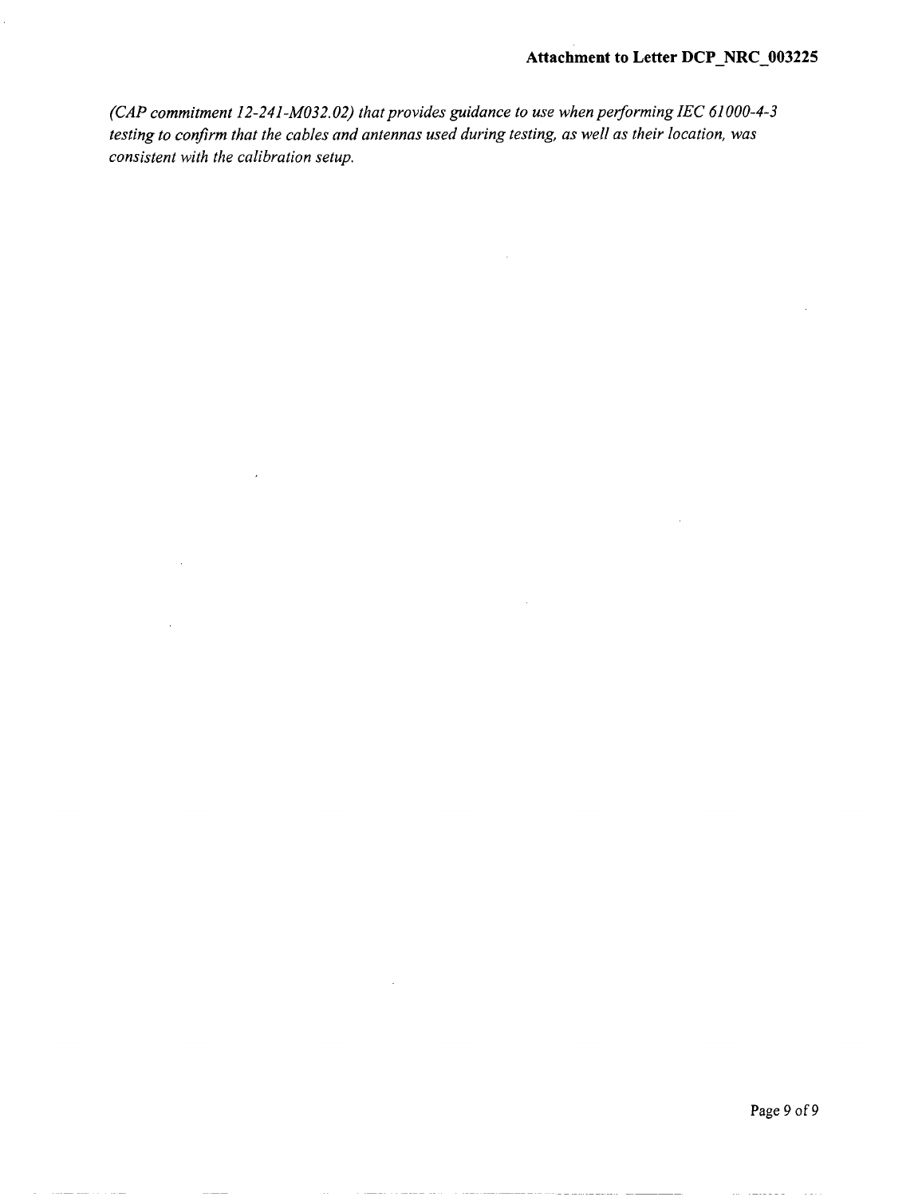*(CAP commitment 12-241-M032.02) that provides guidance to use when performing IEC 61000-4-3 testing to confirm that the cables and antennas used during testing, as well as their location, was consistent with the calibration setup.*